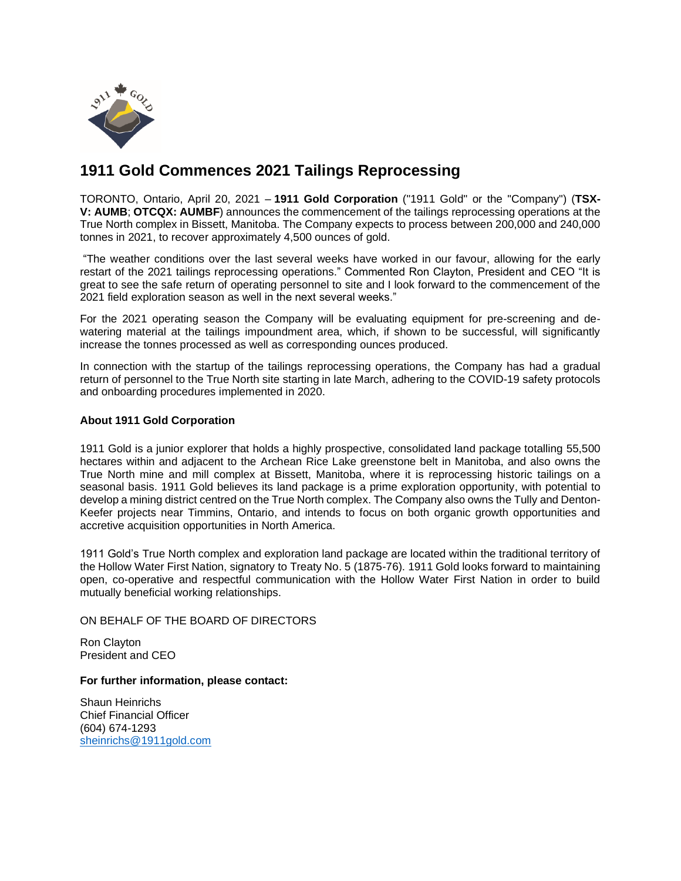# 1911 Gold Commences 2021 Tailings Reprocessing

TORONTO, Ontario, April 20, 2021 – **1911 Gold Corporation** ("1911 Gold" or the "Company") (**TSX-V: AUMB**; **OTCQX: AUMBF**) announces the commencement of the tailings reprocessing operations at the True North complex in Bissett, Manitoba. The Company expects to process between 200,000 and 240,000 tonnes in 2021, to recover approximately 4,500 ounces of gold.

"The weather conditions over the last several weeks have worked in our favour, allowing for the early restart of the 2021 tailings reprocessing operations." Commented Ron Clayton, President and CEO "It is great to see the safe return of operating personnel to site and I look forward to the commencement of the 2021 field exploration season as well in the next several weeks."

For the 2021 operating season the Company will be evaluating equipment for pre-screening and de-watering material at the tailings impoundment area, which, if shown to be successful, will significantly increase the tonnes processed as well as corresponding ounces produced.

In connection with the startup of the tailings reprocessing operations, the Company has had a gradual return of personnel to the True North site starting in late March, adhering to the COVID-19 safety protocols and onboarding procedures implemented in 2020.

**About 1911 Gold Corporation**

1911 Gold is a junior explorer that holds a highly prospective, consolidated land package totalling 55,500 hectares within and adjacent to the Archean Rice Lake greenstone belt in Manitoba, and also owns the True North mine and mill complex at Bissett, Manitoba, where it is reprocessing historic tailings on a seasonal basis. 1911 Gold believes its land package is a prime exploration opportunity, with potential to develop a mining district centred on the True North complex. The Company also owns the Tully and Denton-Keefer projects near Timmins, Ontario, and intends to focus on both organic growth opportunities and accretive acquisition opportunities in North America.

1911 Gold's True North complex and exploration land package are located within the traditional territory of the Hollow Water First Nation, signatory to Treaty No. 5 (1875-76). 1911 Gold looks forward to maintaining open, co-operative and respectful communication with the Hollow Water First Nation in order to build mutually beneficial working relationships.

ON BEHALF OF THE BOARD OF DIRECTORS

Ron Clayton
President and CEO

**For further information, please contact:**

Shaun Heinrichs
Chief Financial Officer
(604) 674-1293
sheinrichs@1911gold.com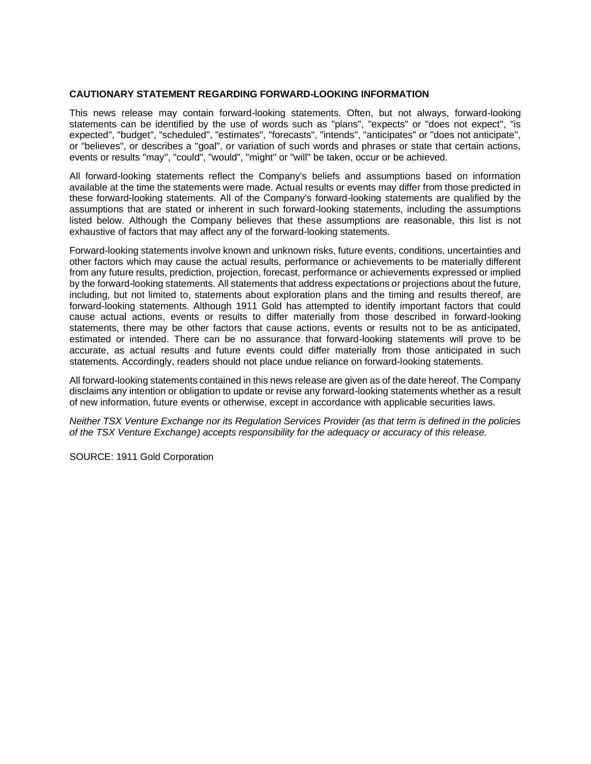**CAUTIONARY STATEMENT REGARDING FORWARD-LOOKING INFORMATION**

This news release may contain forward-looking statements. Often, but not always, forward-looking statements can be identified by the use of words such as "plans", "expects" or "does not expect", "is expected", "budget", "scheduled", "estimates", "forecasts", "intends", "anticipates" or "does not anticipate", or "believes", or describes a "goal", or variation of such words and phrases or state that certain actions, events or results "may", "could", "would", "might" or "will" be taken, occur or be achieved.

All forward-looking statements reflect the Company's beliefs and assumptions based on information available at the time the statements were made. Actual results or events may differ from those predicted in these forward-looking statements. All of the Company's forward-looking statements are qualified by the assumptions that are stated or inherent in such forward-looking statements, including the assumptions listed below. Although the Company believes that these assumptions are reasonable, this list is not exhaustive of factors that may affect any of the forward-looking statements.

Forward-looking statements involve known and unknown risks, future events, conditions, uncertainties and other factors which may cause the actual results, performance or achievements to be materially different from any future results, prediction, projection, forecast, performance or achievements expressed or implied by the forward-looking statements. All statements that address expectations or projections about the future, including, but not limited to, statements about exploration plans and the timing and results thereof, are forward-looking statements. Although 1911 Gold has attempted to identify important factors that could cause actual actions, events or results to differ materially from those described in forward-looking statements, there may be other factors that cause actions, events or results not to be as anticipated, estimated or intended. There can be no assurance that forward-looking statements will prove to be accurate, as actual results and future events could differ materially from those anticipated in such statements. Accordingly, readers should not place undue reliance on forward-looking statements.

All forward-looking statements contained in this news release are given as of the date hereof. The Company disclaims any intention or obligation to update or revise any forward-looking statements whether as a result of new information, future events or otherwise, except in accordance with applicable securities laws.

*Neither TSX Venture Exchange nor its Regulation Services Provider (as that term is defined in the policies of the TSX Venture Exchange) accepts responsibility for the adequacy or accuracy of this release.*

SOURCE: 1911 Gold Corporation